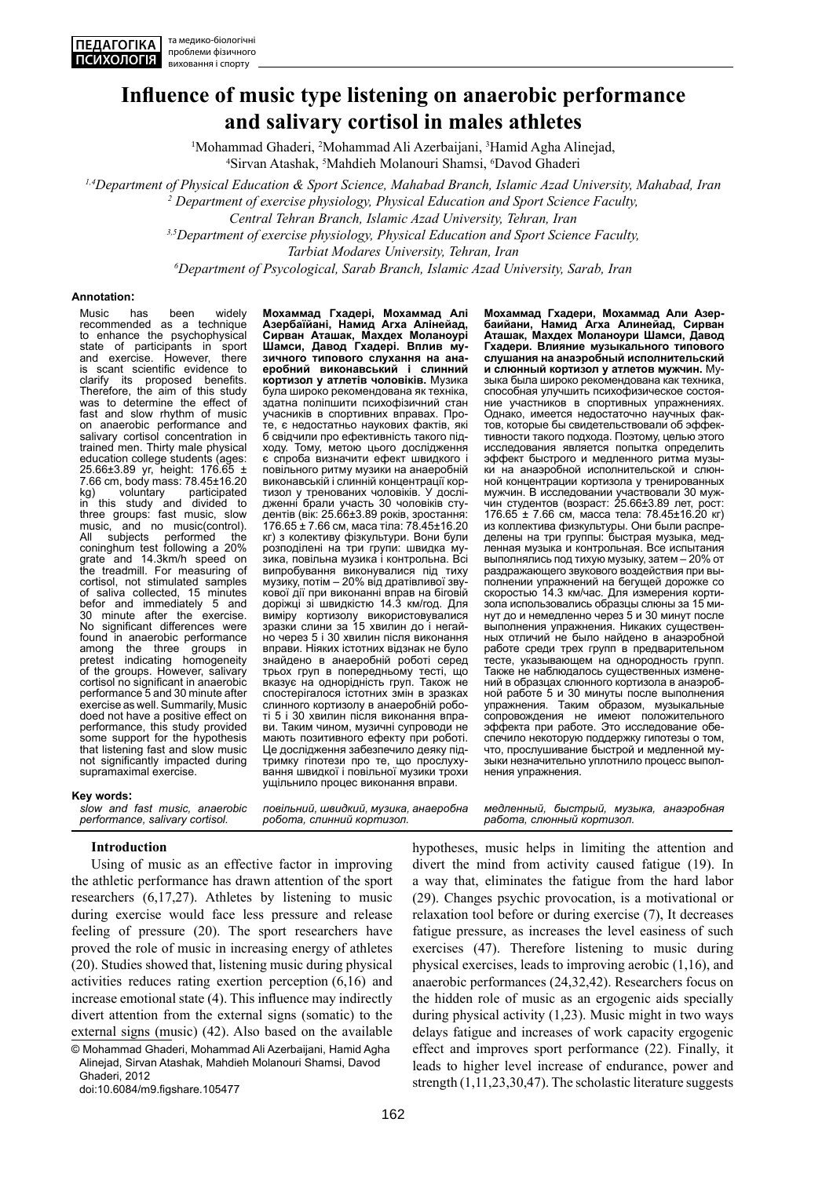# Influence of music type listening on anaerobic performance and salivary cortisol in males athletes

[1]Mohammad Ghaderi, [2]Mohammad Ali Azerbaijani, [3]Hamid Agha Alinejad, [4]Sirvan Atashak, [5]Mahdieh Molanouri Shamsi, [6]Davod Ghaderi

*[1,4]Department of Physical Education & Sport Science, Mahabad Branch, Islamic Azad University, Mahabad, Iran*
*[2] Department of exercise physiology, Physical Education and Sport Science Faculty, Central Tehran Branch, Islamic Azad University, Tehran, Iran*
*[3,5]Department of exercise physiology, Physical Education and Sport Science Faculty, Tarbiat Modares University, Tehran, Iran*
*[6]Department of Psycological, Sarab Branch, Islamic Azad University, Sarab, Iran*

**Annotation:**

Music has been widely recommended as a technique to enhance the psychophysical state of participants in sport and exercise. However, there is scant scientific evidence to clarify its proposed benefits. Therefore, the aim of this study was to determine the effect of fast and slow rhythm of music on anaerobic performance and salivary cortisol concentration in trained men. Thirty male physical education college students (ages: 25.66±3.89 yr, height: 176.65 ± 7.66 cm, body mass: 78.45±16.20 kg) voluntary participated in this study and divided to three groups: fast music, slow music, and no music(control). All subjects performed the coninghum test following a 20% grate and 14.3km/h speed on the treadmill. For measuring of cortisol, not stimulated samples of saliva collected, 15 minutes befor and immediately 5 and 30 minute after the exercise. No significant differences were found in anaerobic performance among the three groups in pretest indicating homogeneity of the groups. However, salivary cortisol no significant in anaerobic performance 5 and 30 minute after exercise as well. Summarily, Music doed not have a positive effect on performance, this study provided some support for the hypothesis that listening fast and slow music not significantly impacted during supramaximal exercise.

**Мохаммад Гхадері, Мохаммад Алі Азербайяні, Намид Агха Алінейад, Сирван Аташак, Махдех Моланоури Шамси, Давод Гхадері. Вплив музичного типового слухання на анаеробний виконавський і слинний кортизол у атлетів чоловіків.** Музика була широко рекомендована як техніка, здатна поліпшити психофізичний стан учасників в спортивних вправах. Проте, є недостатньо наукових фактів, які б свідчили про ефективність такого підходу. Тому, метою цього дослідження є спроба визначити ефект швидкого і повільного ритму музики на анаеробній виконавській і слинній концентрації кортизол у тренованих чоловіків. У дослідженні брали участь 30 чоловіків студентів (вік: 25.66±3.89 років, зростання: 176.65 ± 7.66 см, маса тіла: 78.45±16.20 кг) з колективу фізкультури. Вони були розподілені на три групи: швидка музика, повільна музика і контрольна. Всі випробування виконувалися під тиху музику, потім – 20% від дратівливої звукової дії при виконанні вправ на біговій доріжці зі швидкістю 14.3 км/год. Для виміру кортизолу використовувалися зразки слини за 15 хвилин до і негайно через 5 і 30 хвилин після виконання вправи. Ніяких істотних відзнак не було знайдено в анаеробній роботі серед трьох груп в попередньому тесті, що вказує на однорідність груп. Також не спостерігалося істотних змін в зразках слинного кортизолу в анаеробній роботі 5 і 30 хвилин після виконання вправи. Таким чином, музичні супроводи не мають позитивного ефекту при роботі. Це дослідження забезпечило деяку підтримку гіпотези про те, що прослуховування швидкої і повільної музики трохи ущільнило процес виконання вправи.

**Мохаммад Гхадери, Мохаммад Али Азербаийани, Намид Агха Алинейад, Сирван Аташак, Махдех Моланоури Шамси, Давод Гхадери. Влияние музыкального типового слушания на анаэробный исполнительский и слюнный кортизол у атлетов мужчин.** Музыка была широко рекомендована как техника, способная улучшить психофизическое состояние участников в спортивных упражнениях. Однако, имеется недостаточно научных фактов, которые бы свидетельствовали об эффективности такого подхода. Поэтому, целью этого исследования является попытка определить эффект быстрого и медленного ритма музыки на анаэробной исполнительской и слюнной концентрации кортизола у тренированных мужчин. В исследовании участвовали 30 мужчин студентов (возраст: 25.66±3.89 лет, рост: 176.65 ± 7.66 см, масса тела: 78.45±16.20 кг) из коллектива физкультуры. Они были распределены на три группы: быстрая музыка, медленная музыка и контрольная. Все испытания выполнялись под тихую музыку, затем – 20% от раздражающего звукового воздействия при выполнении упражнений на бегущей дорожке со скоростью 14.3 км/час. Для измерения кортизола использовались образцы слюны за 15 минут до и немедленно через 5 и 30 минут после выполнения упражнения. Никаких существенных отличий не было найдено в анаэробной работе среди трех групп в предварительном тесте, указывающем на однородность групп. Также не наблюдалось существенных изменений в образцах слюнного кортизола в анаэробной работе 5 и 30 минуты после выполнения упражнения. Таким образом, музыкальные сопровождения не имеют положительного эффекта при работе. Это исследование обеспечило некоторую поддержку гипотезы о том, что прослушивание быстрой и медленной музыки незначительно уплотнило процесс выполнения упражнения.

**Key words:**

*slow and fast music, anaerobic performance, salivary cortisol.*

*повільний, швидкий, музика, анаеробна робота, слинний кортизол.*

*медленный, быстрый, музыка, анаэробная работа, слюнный кортизол.*

## Introduction

Using of music as an effective factor in improving the athletic performance has drawn attention of the sport researchers (6,17,27). Athletes by listening to music during exercise would face less pressure and release feeling of pressure (20). The sport researchers have proved the role of music in increasing energy of athletes (20). Studies showed that, listening music during physical activities reduces rating exertion perception (6,16) and increase emotional state (4). This influence may indirectly divert attention from the external signs (somatic) to the external signs (music) (42). Also based on the available hypotheses, music helps in limiting the attention and divert the mind from activity caused fatigue (19). In a way that, eliminates the fatigue from the hard labor (29). Changes psychic provocation, is a motivational or relaxation tool before or during exercise (7), It decreases fatigue pressure, as increases the level easiness of such exercises (47). Therefore listening to music during physical exercises, leads to improving aerobic (1,16), and anaerobic performances (24,32,42). Researchers focus on the hidden role of music as an ergogenic aids specially during physical activity (1,23). Music might in two ways delays fatigue and increases of work capacity ergogenic effect and improves sport performance (22). Finally, it leads to higher level increase of endurance, power and strength (1,11,23,30,47). The scholastic literature suggests

© Mohammad Ghaderi, Mohammad Ali Azerbaijani, Hamid Agha Alinejad, Sirvan Atashak, Mahdieh Molanouri Shamsi, Davod Ghaderi, 2012
doi:10.6084/m9.figshare.105477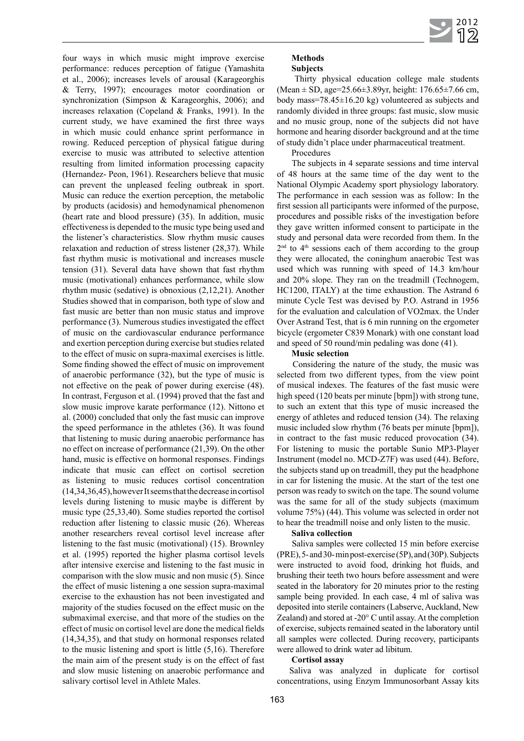four ways in which music might improve exercise performance: reduces perception of fatigue (Yamashita et al., 2006); increases levels of arousal (Karageorghis & Terry, 1997); encourages motor coordination or synchronization (Simpson & Karageorghis, 2006); and increases relaxation (Copeland & Franks, 1991). In the current study, we have examined the first three ways in which music could enhance sprint performance in rowing. Reduced perception of physical fatigue during exercise to music was attributed to selective attention resulting from limited information processing capacity (Hernandez- Peon, 1961). Researchers believe that music can prevent the unpleased feeling outbreak in sport. Music can reduce the exertion perception, the metabolic by products (acidosis) and hemodynamical phenomenon (heart rate and blood pressure) (35). In addition, music effectiveness is depended to the music type being used and the listener's characteristics. Slow rhythm music causes relaxation and reduction of stress listener (28,37). While fast rhythm music is motivational and increases muscle tension (31). Several data have shown that fast rhythm music (motivational) enhances performance, while slow rhythm music (sedative) is obnoxious (2,12,21). Another Studies showed that in comparison, both type of slow and fast music are better than non music status and improve performance (3). Numerous studies investigated the effect of music on the cardiovascular endurance performance and exertion perception during exercise but studies related to the effect of music on supra-maximal exercises is little. Some finding showed the effect of music on improvement of anaerobic performance (32), but the type of music is not effective on the peak of power during exercise (48). In contrast, Ferguson et al. (1994) proved that the fast and slow music improve karate performance (12). Nittono et al. (2000) concluded that only the fast music can improve the speed performance in the athletes (36). It was found that listening to music during anaerobic performance has no effect on increase of performance (21,39). On the other hand, music is effective on hormonal responses. Findings indicate that music can effect on cortisol secretion as listening to music reduces cortisol concentration (14,34,36,45), however It seems that the decrease in cortisol levels during listening to music maybe is different by music type (25,33,40). Some studies reported the cortisol reduction after listening to classic music (26). Whereas another researchers reveal cortisol level increase after listening to the fast music (motivational) (15). Brownley et al. (1995) reported the higher plasma cortisol levels after intensive exercise and listening to the fast music in comparison with the slow music and non music (5). Since the effect of music listening a one session supra-maximal exercise to the exhaustion has not been investigated and majority of the studies focused on the effect music on the submaximal exercise, and that more of the studies on the effect of music on cortisol level are done the medical fields (14,34,35), and that study on hormonal responses related to the music listening and sport is little (5,16). Therefore the main aim of the present study is on the effect of fast and slow music listening on anaerobic performance and salivary cortisol level in Athlete Males.

## Methods

### Subjects

Thirty physical education college male students (Mean ± SD, age=25.66±3.89yr, height: 176.65±7.66 cm, body mass=78.45±16.20 kg) volunteered as subjects and randomly divided in three groups: fast music, slow music and no music group, none of the subjects did not have hormone and hearing disorder background and at the time of study didn't place under pharmaceutical treatment.

Procedures

The subjects in 4 separate sessions and time interval of 48 hours at the same time of the day went to the National Olympic Academy sport physiology laboratory. The performance in each session was as follow: In the first session all participants were informed of the purpose, procedures and possible risks of the investigation before they gave written informed consent to participate in the study and personal data were recorded from them. In the 2nd to 4th sessions each of them according to the group they were allocated, the coninghum anaerobic Test was used which was running with speed of 14.3 km/hour and 20% slope. They ran on the treadmill (Technogem, HC1200, ITALY) at the time exhaustion. The Astrand 6 minute Cycle Test was devised by P.O. Astrand in 1956 for the evaluation and calculation of VO2max. the Under Over Astrand Test, that is 6 min running on the ergometer bicycle (ergometer C839 Monark) with one constant load and speed of 50 round/min pedaling was done (41).

### Music selection

Considering the nature of the study, the music was selected from two different types, from the view point of musical indexes. The features of the fast music were high speed (120 beats per minute [bpm]) with strong tune, to such an extent that this type of music increased the energy of athletes and reduced tension (34). The relaxing music included slow rhythm (76 beats per minute [bpm]), in contract to the fast music reduced provocation (34). For listening to music the portable Sunio MP3-Player Instrument (model no. MCD-Z7F) was used (44). Before, the subjects stand up on treadmill, they put the headphone in car for listening the music. At the start of the test one person was ready to switch on the tape. The sound volume was the same for all of the study subjects (maximum volume 75%) (44). This volume was selected in order not to hear the treadmill noise and only listen to the music.

### Saliva collection

Saliva samples were collected 15 min before exercise (PRE), 5- and 30- min post-exercise (5P), and (30P). Subjects were instructed to avoid food, drinking hot fluids, and brushing their teeth two hours before assessment and were seated in the laboratory for 20 minutes prior to the resting sample being provided. In each case, 4 ml of saliva was deposited into sterile containers (Labserve, Auckland, New Zealand) and stored at -20° C until assay. At the completion of exercise, subjects remained seated in the laboratory until all samples were collected. During recovery, participants were allowed to drink water ad libitum.

### Cortisol assay

Saliva was analyzed in duplicate for cortisol concentrations, using Enzym Immunosorbant Assay kits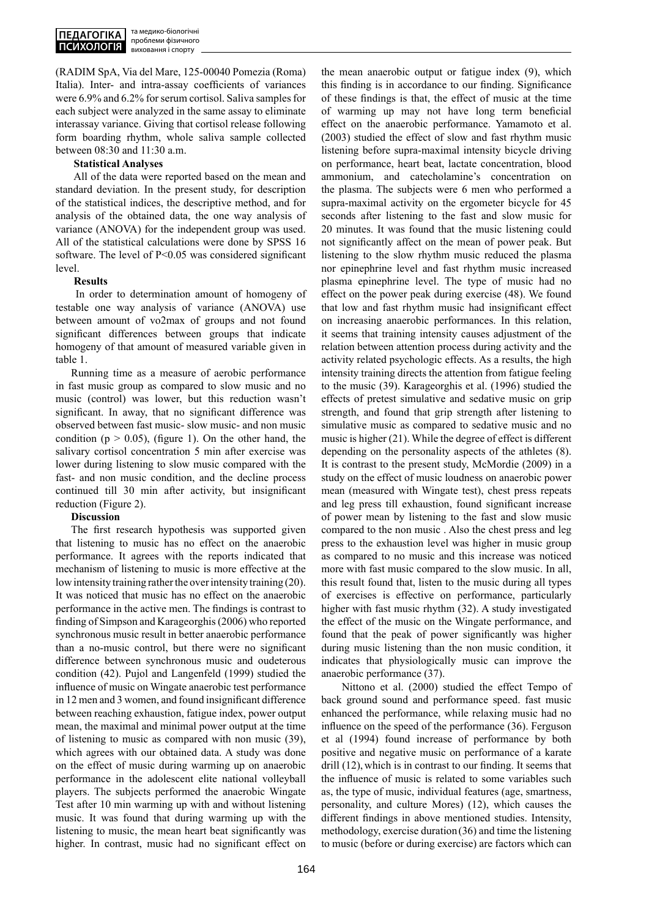(RADIM SpA, Via del Mare, 125-00040 Pomezia (Roma) Italia). Inter- and intra-assay coefficients of variances were 6.9% and 6.2% for serum cortisol. Saliva samples for each subject were analyzed in the same assay to eliminate interassay variance. Giving that cortisol release following form boarding rhythm, whole saliva sample collected between 08:30 and 11:30 a.m.

**Statistical Analyses**

All of the data were reported based on the mean and standard deviation. In the present study, for description of the statistical indices, the descriptive method, and for analysis of the obtained data, the one way analysis of variance (ANOVA) for the independent group was used. All of the statistical calculations were done by SPSS 16 software. The level of $P<0.05$ was considered significant level.

**Results**

In order to determination amount of homogeny of testable one way analysis of variance (ANOVA) use between amount of vo2max of groups and not found significant differences between groups that indicate homogeny of that amount of measured variable given in table 1.

Running time as a measure of aerobic performance in fast music group as compared to slow music and no music (control) was lower, but this reduction wasn't significant. In away, that no significant difference was observed between fast music- slow music- and non music condition ($p > 0.05$), (figure 1). On the other hand, the salivary cortisol concentration 5 min after exercise was lower during listening to slow music compared with the fast- and non music condition, and the decline process continued till 30 min after activity, but insignificant reduction (Figure 2).

**Discussion**

The first research hypothesis was supported given that listening to music has no effect on the anaerobic performance. It agrees with the reports indicated that mechanism of listening to music is more effective at the low intensity training rather the over intensity training (20). It was noticed that music has no effect on the anaerobic performance in the active men. The findings is contrast to finding of Simpson and Karageorghis (2006) who reported synchronous music result in better anaerobic performance than a no-music control, but there were no significant difference between synchronous music and oudeterous condition (42). Pujol and Langenfeld (1999) studied the influence of music on Wingate anaerobic test performance in 12 men and 3 women, and found insignificant difference between reaching exhaustion, fatigue index, power output mean, the maximal and minimal power output at the time of listening to music as compared with non music (39), which agrees with our obtained data. A study was done on the effect of music during warming up on anaerobic performance in the adolescent elite national volleyball players. The subjects performed the anaerobic Wingate Test after 10 min warming up with and without listening music. It was found that during warming up with the listening to music, the mean heart beat significantly was higher. In contrast, music had no significant effect on the mean anaerobic output or fatigue index (9), which this finding is in accordance to our finding. Significance of these findings is that, the effect of music at the time of warming up may not have long term beneficial effect on the anaerobic performance. Yamamoto et al. (2003) studied the effect of slow and fast rhythm music listening before supra-maximal intensity bicycle driving on performance, heart beat, lactate concentration, blood ammonium, and catecholamine's concentration on the plasma. The subjects were 6 men who performed a supra-maximal activity on the ergometer bicycle for 45 seconds after listening to the fast and slow music for 20 minutes. It was found that the music listening could not significantly affect on the mean of power peak. But listening to the slow rhythm music reduced the plasma nor epinephrine level and fast rhythm music increased plasma epinephrine level. The type of music had no effect on the power peak during exercise (48). We found that low and fast rhythm music had insignificant effect on increasing anaerobic performances. In this relation, it seems that training intensity causes adjustment of the relation between attention process during activity and the activity related psychologic effects. As a results, the high intensity training directs the attention from fatigue feeling to the music (39). Karageorghis et al. (1996) studied the effects of pretest simulative and sedative music on grip strength, and found that grip strength after listening to simulative music as compared to sedative music and no music is higher (21). While the degree of effect is different depending on the personality aspects of the athletes (8). It is contrast to the present study, McMordie (2009) in a study on the effect of music loudness on anaerobic power mean (measured with Wingate test), chest press repeats and leg press till exhaustion, found significant increase of power mean by listening to the fast and slow music compared to the non music . Also the chest press and leg press to the exhaustion level was higher in music group as compared to no music and this increase was noticed more with fast music compared to the slow music. In all, this result found that, listen to the music during all types of exercises is effective on performance, particularly higher with fast music rhythm (32). A study investigated the effect of the music on the Wingate performance, and found that the peak of power significantly was higher during music listening than the non music condition, it indicates that physiologically music can improve the anaerobic performance (37).

Nittono et al. (2000) studied the effect Tempo of back ground sound and performance speed. fast music enhanced the performance, while relaxing music had no influence on the speed of the performance (36). Ferguson et al (1994) found increase of performance by both positive and negative music on performance of a karate drill (12), which is in contrast to our finding. It seems that the influence of music is related to some variables such as, the type of music, individual features (age, smartness, personality, and culture Mores) (12), which causes the different findings in above mentioned studies. Intensity, methodology, exercise duration (36) and time the listening to music (before or during exercise) are factors which can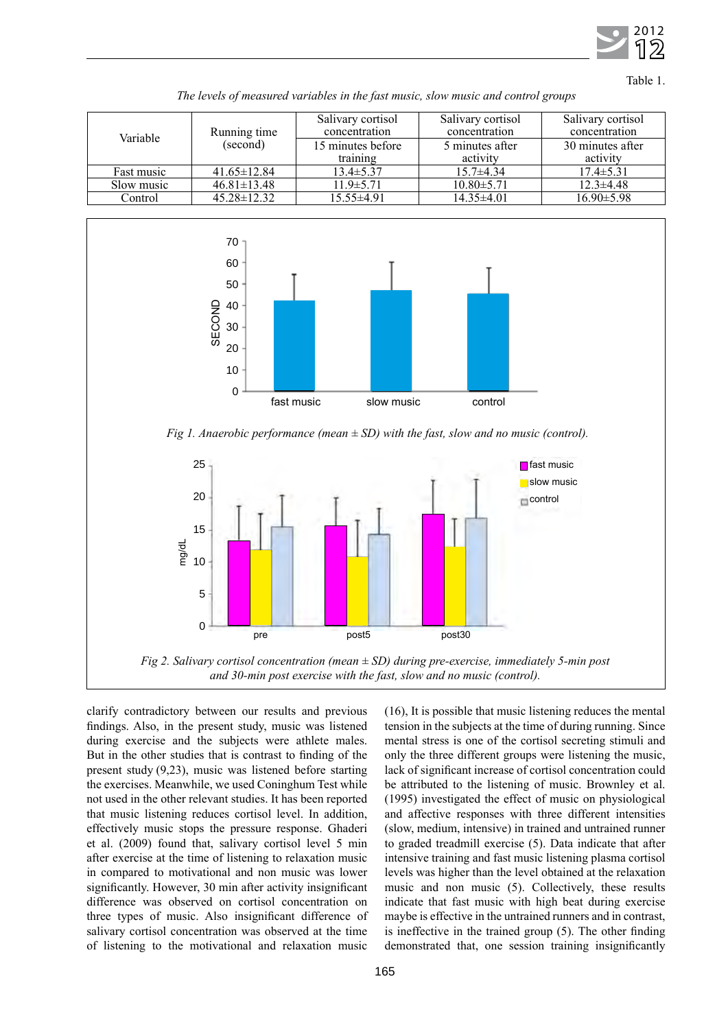Table 1.

*The levels of measured variables in the fast music, slow music and control groups*

| Variable | Running time (second) | Salivary cortisol concentration 15 minutes before training | Salivary cortisol concentration 5 minutes after activity | Salivary cortisol concentration 30 minutes after activity |
|---|---|---|---|---|
| Fast music | 41.65±12.84 | 13.4±5.37 | 15.7±4.34 | 17.4±5.31 |
| Slow music | 46.81±13.48 | 11.9±5.71 | 10.80±5.71 | 12.3±4.48 |
| Control | 45.28±12.32 | 15.55±4.91 | 14.35±4.01 | 16.90±5.98 |

*Fig 1. Anaerobic performance (mean ± SD) with the fast, slow and no music (control).*

*Fig 2. Salivary cortisol concentration (mean ± SD) during pre-exercise, immediately 5-min post and 30-min post exercise with the fast, slow and no music (control).*

clarify contradictory between our results and previous findings. Also, in the present study, music was listened during exercise and the subjects were athlete males. But in the other studies that is contrast to finding of the present study (9,23), music was listened before starting the exercises. Meanwhile, we used Coninghum Test while not used in the other relevant studies. It has been reported that music listening reduces cortisol level. In addition, effectively music stops the pressure response. Ghaderi et al. (2009) found that, salivary cortisol level 5 min after exercise at the time of listening to relaxation music in compared to motivational and non music was lower significantly. However, 30 min after activity insignificant difference was observed on cortisol concentration on three types of music. Also insignificant difference of salivary cortisol concentration was observed at the time of listening to the motivational and relaxation music (16), It is possible that music listening reduces the mental tension in the subjects at the time of during running. Since mental stress is one of the cortisol secreting stimuli and only the three different groups were listening the music, lack of significant increase of cortisol concentration could be attributed to the listening of music. Brownley et al. (1995) investigated the effect of music on physiological and affective responses with three different intensities (slow, medium, intensive) in trained and untrained runner to graded treadmill exercise (5). Data indicate that after intensive training and fast music listening plasma cortisol levels was higher than the level obtained at the relaxation music and non music (5). Collectively, these results indicate that fast music with high beat during exercise maybe is effective in the untrained runners and in contrast, is ineffective in the trained group (5). The other finding demonstrated that, one session training insignificantly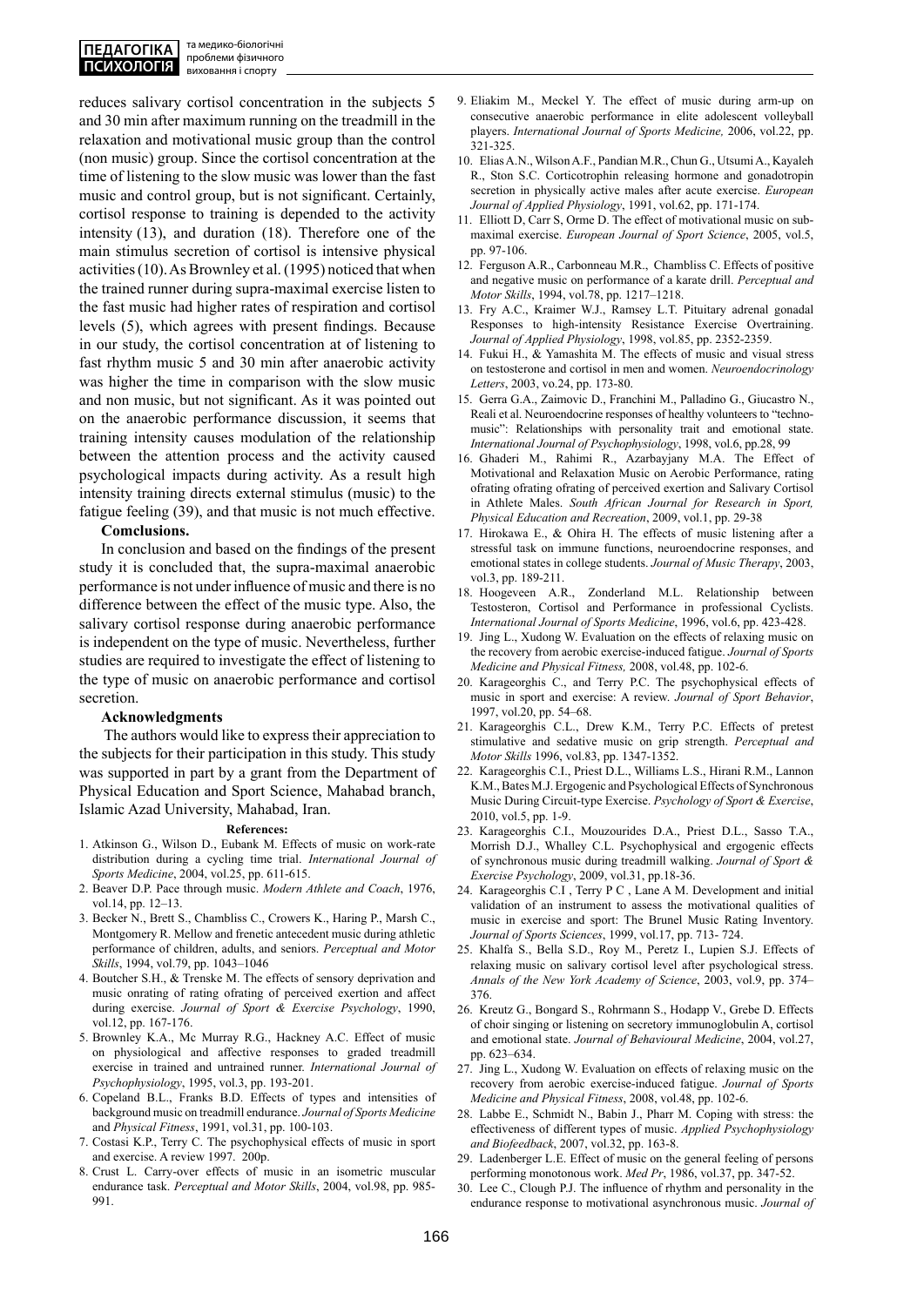reduces salivary cortisol concentration in the subjects 5 and 30 min after maximum running on the treadmill in the relaxation and motivational music group than the control (non music) group. Since the cortisol concentration at the time of listening to the slow music was lower than the fast music and control group, but is not significant. Certainly, cortisol response to training is depended to the activity intensity (13), and duration (18). Therefore one of the main stimulus secretion of cortisol is intensive physical activities (10). As Brownley et al. (1995) noticed that when the trained runner during supra-maximal exercise listen to the fast music had higher rates of respiration and cortisol levels (5), which agrees with present findings. Because in our study, the cortisol concentration at of listening to fast rhythm music 5 and 30 min after anaerobic activity was higher the time in comparison with the slow music and non music, but not significant. As it was pointed out on the anaerobic performance discussion, it seems that training intensity causes modulation of the relationship between the attention process and the activity caused psychological impacts during activity. As a result high intensity training directs external stimulus (music) to the fatigue feeling (39), and that music is not much effective.

**Comclusions.**

In conclusion and based on the findings of the present study it is concluded that, the supra-maximal anaerobic performance is not under influence of music and there is no difference between the effect of the music type. Also, the salivary cortisol response during anaerobic performance is independent on the type of music. Nevertheless, further studies are required to investigate the effect of listening to the type of music on anaerobic performance and cortisol secretion.

**Acknowledgments**

The authors would like to express their appreciation to the subjects for their participation in this study. This study was supported in part by a grant from the Department of Physical Education and Sport Science, Mahabad branch, Islamic Azad University, Mahabad, Iran.

**References:**

1. Atkinson G., Wilson D., Eubank M. Effects of music on work-rate distribution during a cycling time trial. *International Journal of Sports Medicine*, 2004, vol.25, pp. 611-615.
2. Beaver D.P. Pace through music. *Modern Athlete and Coach*, 1976, vol.14, pp. 12–13.
3. Becker N., Brett S., Chambliss C., Crowers K., Haring P., Marsh C., Montgomery R. Mellow and frenetic antecedent music during athletic performance of children, adults, and seniors. *Perceptual and Motor Skills*, 1994, vol.79, pp. 1043–1046
4. Boutcher S.H., & Trenske M. The effects of sensory deprivation and music onrating of rating of perceived exertion and affect during exercise. *Journal of Sport & Exercise Psychology*, 1990, vol.12, pp. 167-176.
5. Brownley K.A., Mc Murray R.G., Hackney A.C. Effect of music on physiological and affective responses to graded treadmill exercise in trained and untrained runner. *International Journal of Psychophysiology*, 1995, vol.3, pp. 193-201.
6. Copeland B.L., Franks B.D. Effects of types and intensities of background music on treadmill endurance. *Journal of Sports Medicine* and *Physical Fitness*, 1991, vol.31, pp. 100-103.
7. Costasi K.P., Terry C. The psychophysical effects of music in sport and exercise. A review 1997. 200p.
8. Crust L. Carry-over effects of music in an isometric muscular endurance task. *Perceptual and Motor Skills*, 2004, vol.98, pp. 985-991.
9. Eliakim M., Meckel Y. The effect of music during arm-up on consecutive anaerobic performance in elite adolescent volleyball players. *International Journal of Sports Medicine,* 2006, vol.22, pp. 321-325.
10. Elias A.N., Wilson A.F., Pandian M.R., Chun G., Utsumi A., Kayaleh R., Ston S.C. Corticotrophin releasing hormone and gonadotropin secretion in physically active males after acute exercise. *European Journal of Applied Physiology*, 1991, vol.62, pp. 171-174.
11. Elliott D, Carr S, Orme D. The effect of motivational music on sub-maximal exercise. *European Journal of Sport Science*, 2005, vol.5, pp. 97-106.
12. Ferguson A.R., Carbonneau M.R., Chambliss C. Effects of positive and negative music on performance of a karate drill. *Perceptual and Motor Skills*, 1994, vol.78, pp. 1217–1218.
13. Fry A.C., Kraimer W.J., Ramsey L.T. Pituitary adrenal gonadal Responses to high-intensity Resistance Exercise Overtraining. *Journal of Applied Physiology*, 1998, vol.85, pp. 2352-2359.
14. Fukui H., & Yamashita M. The effects of music and visual stress on testosterone and cortisol in men and women. *Neuroendocrinology Letters*, 2003, vo.24, pp. 173-80.
15. Gerra G.A., Zaimovic D., Franchini M., Palladino G., Giucastro N., Reali et al. Neuroendocrine responses of healthy volunteers to "techno-music": Relationships with personality trait and emotional state. *International Journal of Psychophysiology*, 1998, vol.6, pp.28, 99
16. Ghaderi M., Rahimi R., Azarbayjany M.A. The Effect of Motivational and Relaxation Music on Aerobic Performance, rating ofrating ofrating ofrating of perceived exertion and Salivary Cortisol in Athlete Males. *South African Journal for Research in Sport, Physical Education and Recreation*, 2009, vol.1, pp. 29-38
17. Hirokawa E., & Ohira H. The effects of music listening after a stressful task on immune functions, neuroendocrine responses, and emotional states in college students. *Journal of Music Therapy*, 2003, vol.3, pp. 189-211.
18. Hoogeveen A.R., Zonderland M.L. Relationship between Testosteron, Cortisol and Performance in professional Cyclists. *International Journal of Sports Medicine*, 1996, vol.6, pp. 423-428.
19. Jing L., Xudong W. Evaluation on the effects of relaxing music on the recovery from aerobic exercise-induced fatigue. *Journal of Sports Medicine and Physical Fitness,* 2008, vol.48, pp. 102-6.
20. Karageorghis C., and Terry P.C. The psychophysical effects of music in sport and exercise: A review. *Journal of Sport Behavior*, 1997, vol.20, pp. 54–68.
21. Karageorghis C.L., Drew K.M., Terry P.C. Effects of pretest stimulative and sedative music on grip strength. *Perceptual and Motor Skills* 1996, vol.83, pp. 1347-1352.
22. Karageorghis C.I., Priest D.L., Williams L.S., Hirani R.M., Lannon K.M., Bates M.J. Ergogenic and Psychological Effects of Synchronous Music During Circuit-type Exercise. *Psychology of Sport & Exercise*, 2010, vol.5, pp. 1-9.
23. Karageorghis C.I., Mouzourides D.A., Priest D.L., Sasso T.A., Morrish D.J., Whalley C.L. Psychophysical and ergogenic effects of synchronous music during treadmill walking. *Journal of Sport & Exercise Psychology*, 2009, vol.31, pp.18-36.
24. Karageorghis C.I , Terry P C , Lane A M. Development and initial validation of an instrument to assess the motivational qualities of music in exercise and sport: The Brunel Music Rating Inventory. *Journal of Sports Sciences*, 1999, vol.17, pp. 713- 724.
25. Khalfa S., Bella S.D., Roy M., Peretz I., Lupien S.J. Effects of relaxing music on salivary cortisol level after psychological stress. *Annals of the New York Academy of Science*, 2003, vol.9, pp. 374–376.
26. Kreutz G., Bongard S., Rohrmann S., Hodapp V., Grebe D. Effects of choir singing or listening on secretory immunoglobulin A, cortisol and emotional state. *Journal of Behavioural Medicine*, 2004, vol.27, pp. 623–634.
27. Jing L., Xudong W. Evaluation on effects of relaxing music on the recovery from aerobic exercise-induced fatigue. *Journal of Sports Medicine and Physical Fitness*, 2008, vol.48, pp. 102-6.
28. Labbe E., Schmidt N., Babin J., Pharr M. Coping with stress: the effectiveness of different types of music. *Applied Psychophysiology and Biofeedback*, 2007, vol.32, pp. 163-8.
29. Ladenberger L.E. Effect of music on the general feeling of persons performing monotonous work. *Med Pr*, 1986, vol.37, pp. 347-52.
30. Lee C., Clough P.J. The influence of rhythm and personality in the endurance response to motivational asynchronous music. *Journal of*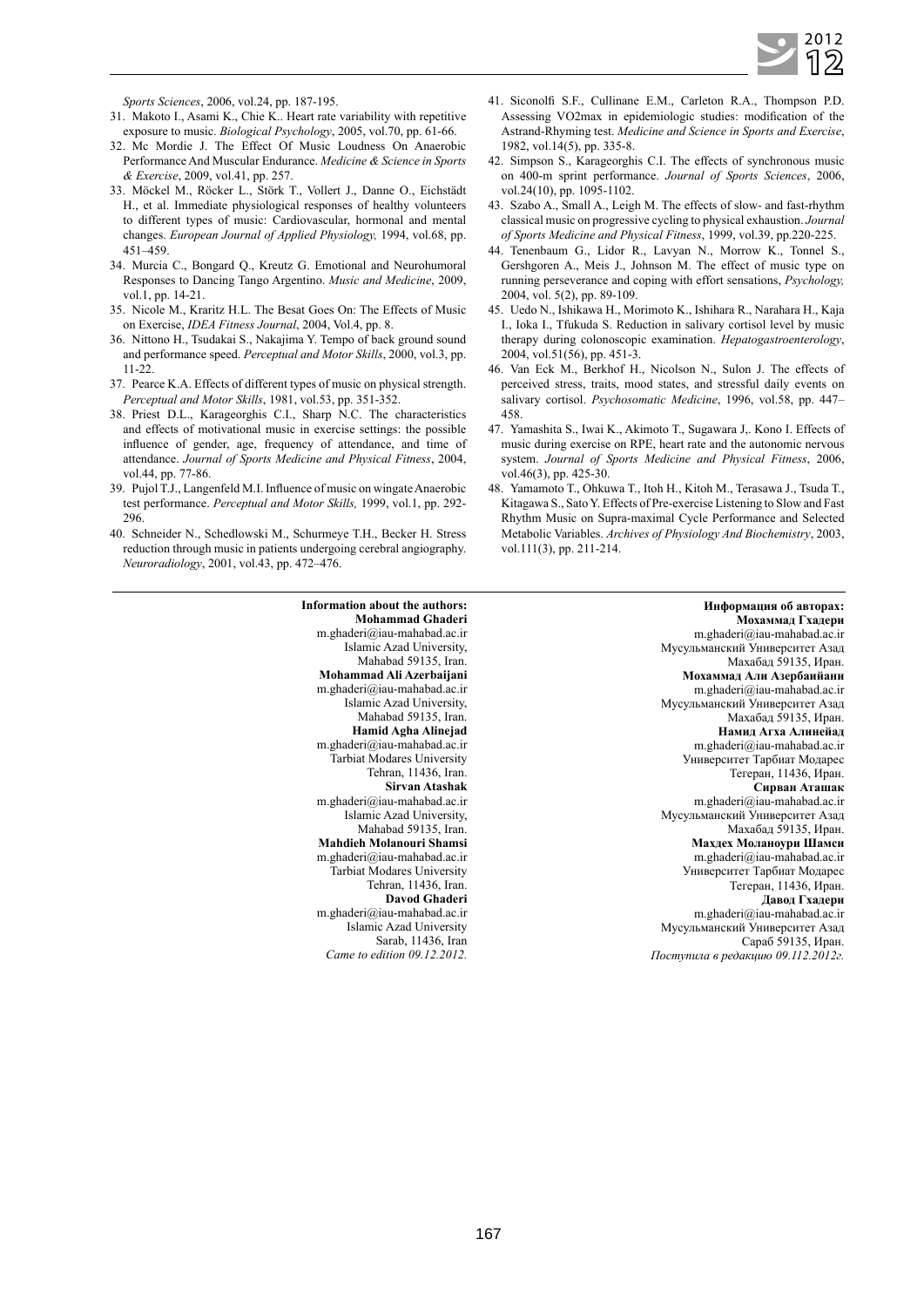*Sports Sciences*, 2006, vol.24, pp. 187-195.

31. Makoto I., Asami K., Chie K.. Heart rate variability with repetitive exposure to music. *Biological Psychology*, 2005, vol.70, pp. 61-66.
32. Mc Mordie J. The Effect Of Music Loudness On Anaerobic Performance And Muscular Endurance. *Medicine & Science in Sports & Exercise*, 2009, vol.41, pp. 257.
33. Möckel M., Röcker L., Störk T., Vollert J., Danne O., Eichstädt H., et al. Immediate physiological responses of healthy volunteers to different types of music: Cardiovascular, hormonal and mental changes. *European Journal of Applied Physiology,* 1994, vol.68, pp. 451–459.
34. Murcia C., Bongard Q., Kreutz G. Emotional and Neurohumoral Responses to Dancing Tango Argentino. *Music and Medicine*, 2009, vol.1, pp. 14-21.
35. Nicole M., Kraritz H.L. The Besat Goes On: The Effects of Music on Exercise, *IDEA Fitness Journal*, 2004, Vol.4, pp. 8.
36. Nittono H., Tsudakai S., Nakajima Y. Tempo of back ground sound and performance speed. *Perceptual and Motor Skills*, 2000, vol.3, pp. 11-22.
37. Pearce K.A. Effects of different types of music on physical strength. *Perceptual and Motor Skills*, 1981, vol.53, pp. 351-352.
38. Priest D.L., Karageorghis C.I., Sharp N.C. The characteristics and effects of motivational music in exercise settings: the possible influence of gender, age, frequency of attendance, and time of attendance. *Journal of Sports Medicine and Physical Fitness*, 2004, vol.44, pp. 77-86.
39. Pujol T.J., Langenfeld M.I. Influence of music on wingate Anaerobic test performance. *Perceptual and Motor Skills,* 1999, vol.1, pp. 292-296.
40. Schneider N., Schedlowski M., Schurmeye T.H., Becker H. Stress reduction through music in patients undergoing cerebral angiography. *Neuroradiology*, 2001, vol.43, pp. 472–476.
41. Siconolfi S.F., Cullinane E.M., Carleton R.A., Thompson P.D. Assessing VO2max in epidemiologic studies: modification of the Astrand-Rhyming test. *Medicine and Science in Sports and Exercise*, 1982, vol.14(5), pp. 335-8.
42. Simpson S., Karageorghis C.I. The effects of synchronous music on 400-m sprint performance. *Journal of Sports Sciences*, 2006, vol.24(10), pp. 1095-1102.
43. Szabo A., Small A., Leigh M. The effects of slow- and fast-rhythm classical music on progressive cycling to physical exhaustion. *Journal of Sports Medicine and Physical Fitness*, 1999, vol.39, pp.220-225.
44. Tenenbaum G., Lidor R., Lavyan N., Morrow K., Tonnel S., Gershgoren A., Meis J., Johnson M. The effect of music type on running perseverance and coping with effort sensations, *Psychology,* 2004, vol. 5(2), pp. 89-109.
45. Uedo N., Ishikawa H., Morimoto K., Ishihara R., Narahara H., Kaja I., Ioka I., Tfukuda S. Reduction in salivary cortisol level by music therapy during colonoscopic examination. *Hepatogastroenterology*, 2004, vol.51(56), pp. 451-3.
46. Van Eck M., Berkhof H., Nicolson N., Sulon J. The effects of perceived stress, traits, mood states, and stressful daily events on salivary cortisol. *Psychosomatic Medicine*, 1996, vol.58, pp. 447–458.
47. Yamashita S., Iwai K., Akimoto T., Sugawara J,. Kono I. Effects of music during exercise on RPE, heart rate and the autonomic nervous system. *Journal of Sports Medicine and Physical Fitness*, 2006, vol.46(3), pp. 425-30.
48. Yamamoto T., Ohkuwa T., Itoh H., Kitoh M., Terasawa J., Tsuda T., Kitagawa S., Sato Y. Effects of Pre-exercise Listening to Slow and Fast Rhythm Music on Supra-maximal Cycle Performance and Selected Metabolic Variables. *Archives of Physiology And Biochemistry*, 2003, vol.111(3), pp. 211-214.

**Information about the authors:**
**Mohammad Ghaderi**
m.ghaderi@iau-mahabad.ac.ir
Islamic Azad University,
Mahabad 59135, Iran.
**Mohammad Ali Azerbaijani**
m.ghaderi@iau-mahabad.ac.ir
Islamic Azad University,
Mahabad 59135, Iran.
**Hamid Agha Alinejad**
m.ghaderi@iau-mahabad.ac.ir
Tarbiat Modares University
Tehran, 11436, Iran.
**Sirvan Atashak**
m.ghaderi@iau-mahabad.ac.ir
Islamic Azad University,
Mahabad 59135, Iran.
**Mahdieh Molanouri Shamsi**
m.ghaderi@iau-mahabad.ac.ir
Tarbiat Modares University
Tehran, 11436, Iran.
**Davod Ghaderi**
m.ghaderi@iau-mahabad.ac.ir
Islamic Azad University
Sarab, 11436, Iran
*Came to edition 09.12.2012.*

**Информация об авторах:**
**Мохаммад Гхадери**
m.ghaderi@iau-mahabad.ac.ir
Мусульманский Университет Азад
Махабад 59135, Иран.
**Мохаммад Али Азербайяни**
m.ghaderi@iau-mahabad.ac.ir
Мусульманский Университет Азад
Махабад 59135, Иран.
**Намид Агха Алинейад**
m.ghaderi@iau-mahabad.ac.ir
Университет Тарбиат Модарес
Тегеран, 11436, Иран.
**Сирван Аташак**
m.ghaderi@iau-mahabad.ac.ir
Мусульманский Университет Азад
Махабад 59135, Иран.
**Махдех Моланоури Шамси**
m.ghaderi@iau-mahabad.ac.ir
Университет Тарбиат Модарес
Тегеран, 11436, Иран.
**Давод Гхадери**
m.ghaderi@iau-mahabad.ac.ir
Мусульманский Университет Азад
Сараб 59135, Иран.
*Поступила в редакцию 09.112.2012г.*